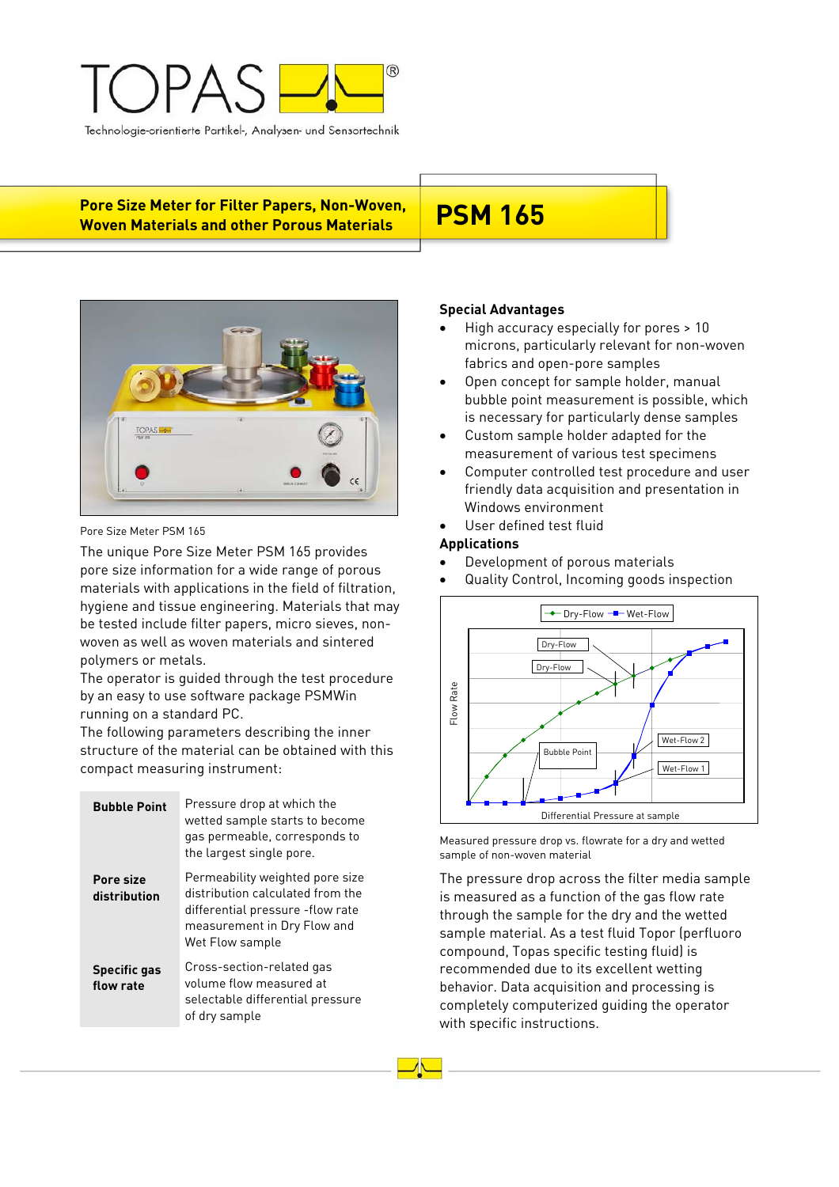# TOPAS

Technologie-orientierte Partikel-, Analysen- und Sensortechnik

## Pore Size Meter for Filter Papers, Non-Woven, Woven Materials and other Porous Materials

# PSM 165

Pore Size Meter PSM 165

The unique Pore Size Meter PSM 165 provides pore size information for a wide range of porous materials with applications in the field of filtration, hygiene and tissue engineering. Materials that may be tested include filter papers, micro sieves, non-woven as well as woven materials and sintered polymers or metals.

The operator is guided through the test procedure by an easy to use software package PSMWin running on a standard PC.

The following parameters describing the inner structure of the material can be obtained with this compact measuring instrument:

| | |
|---|---|
| **Bubble Point** | Pressure drop at which the wetted sample starts to become gas permeable, corresponds to the largest single pore. |
| **Pore size distribution** | Permeability weighted pore size distribution calculated from the differential pressure -flow rate measurement in Dry Flow and Wet Flow sample |
| **Specific gas flow rate** | Cross-section-related gas volume flow measured at selectable differential pressure of dry sample |

### Special Advantages

- High accuracy especially for pores > 10 microns, particularly relevant for non-woven fabrics and open-pore samples
- Open concept for sample holder, manual bubble point measurement is possible, which is necessary for particularly dense samples
- Custom sample holder adapted for the measurement of various test specimens
- Computer controlled test procedure and user friendly data acquisition and presentation in Windows environment
- User defined test fluid

### Applications

- Development of porous materials
- Quality Control, Incoming goods inspection

Measured pressure drop vs. flowrate for a dry and wetted sample of non-woven material

The pressure drop across the filter media sample is measured as a function of the gas flow rate through the sample for the dry and the wetted sample material. As a test fluid Topor (perfluoro compound, Topas specific testing fluid) is recommended due to its excellent wetting behavior. Data acquisition and processing is completely computerized guiding the operator with specific instructions.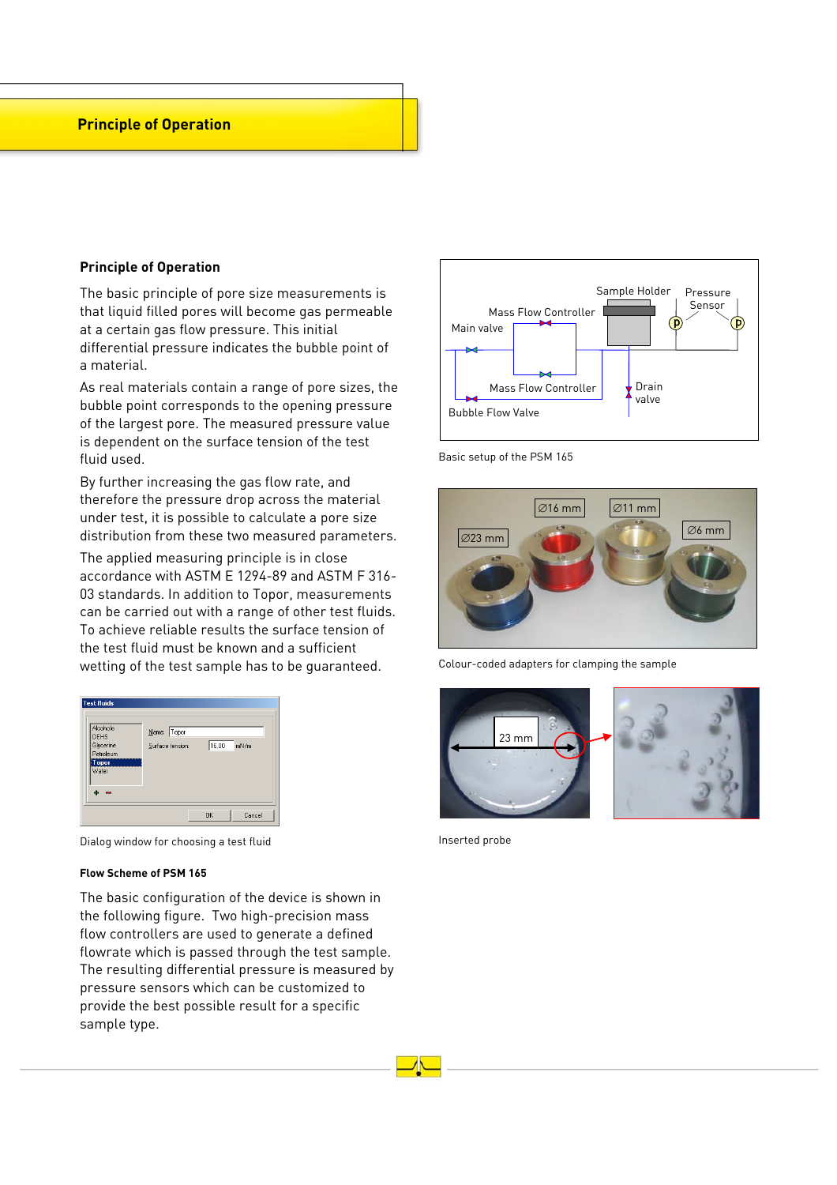# Principle of Operation

## Principle of Operation

The basic principle of pore size measurements is that liquid filled pores will become gas permeable at a certain gas flow pressure. This initial differential pressure indicates the bubble point of a material.

As real materials contain a range of pore sizes, the bubble point corresponds to the opening pressure of the largest pore. The measured pressure value is dependent on the surface tension of the test fluid used.

By further increasing the gas flow rate, and therefore the pressure drop across the material under test, it is possible to calculate a pore size distribution from these two measured parameters.

The applied measuring principle is in close accordance with ASTM E 1294-89 and ASTM F 316-03 standards. In addition to Topor, measurements can be carried out with a range of other test fluids. To achieve reliable results the surface tension of the test fluid must be known and a sufficient wetting of the test sample has to be guaranteed.

Dialog window for choosing a test fluid

### Flow Scheme of PSM 165

The basic configuration of the device is shown in the following figure. Two high-precision mass flow controllers are used to generate a defined flowrate which is passed through the test sample. The resulting differential pressure is measured by pressure sensors which can be customized to provide the best possible result for a specific sample type.

Basic setup of the PSM 165

Colour-coded adapters for clamping the sample

Inserted probe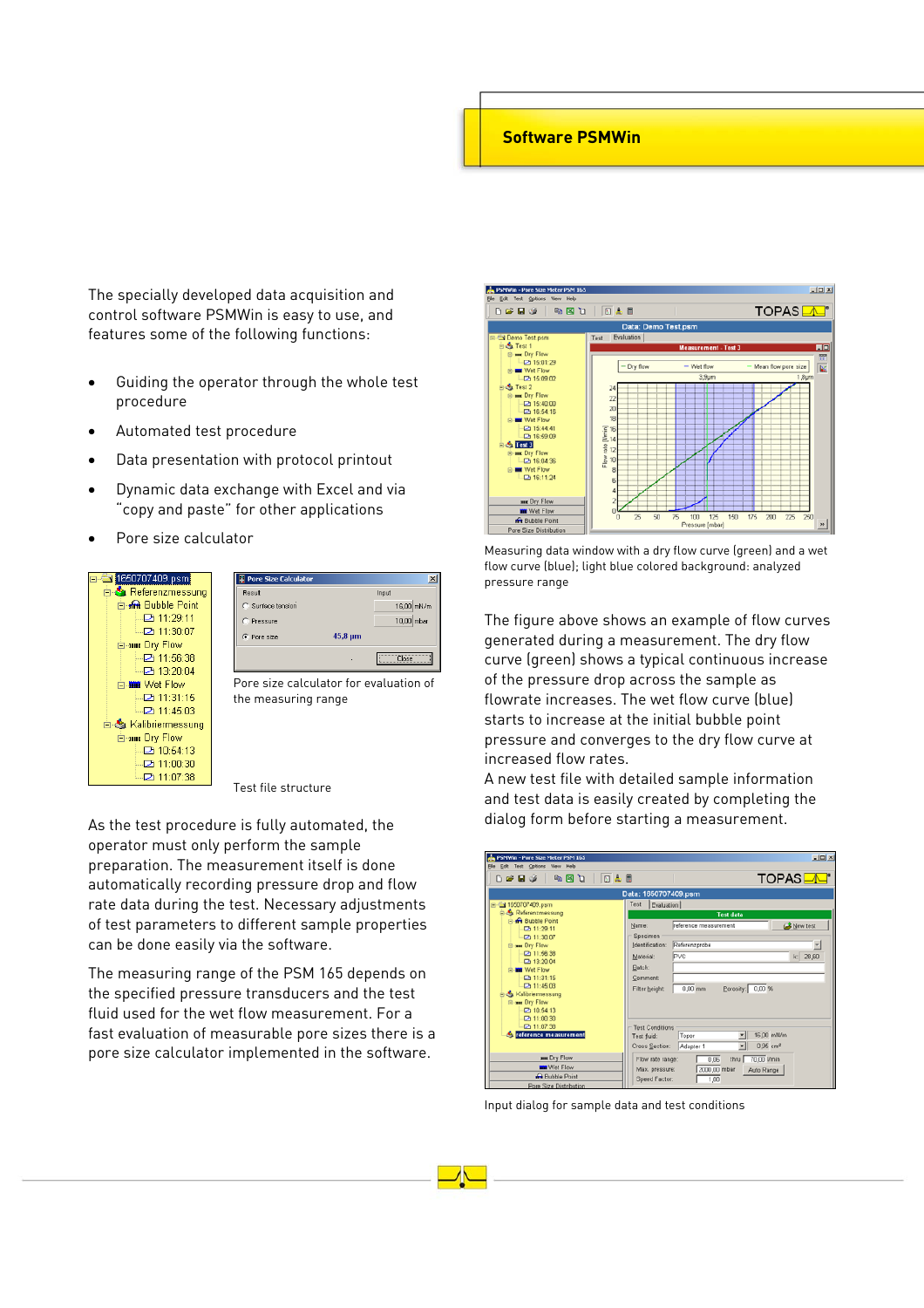# Software PSMWin

The specially developed data acquisition and control software PSMWin is easy to use, and features some of the following functions:

- Guiding the operator through the whole test procedure
- Automated test procedure
- Data presentation with protocol printout
- Dynamic data exchange with Excel and via “copy and paste” for other applications
- Pore size calculator

Pore size calculator for evaluation of the measuring range

Test file structure

As the test procedure is fully automated, the operator must only perform the sample preparation. The measurement itself is done automatically recording pressure drop and flow rate data during the test. Necessary adjustments of test parameters to different sample properties can be done easily via the software.

The measuring range of the PSM 165 depends on the specified pressure transducers and the test fluid used for the wet flow measurement. For a fast evaluation of measurable pore sizes there is a pore size calculator implemented in the software.

Measuring data window with a dry flow curve (green) and a wet flow curve (blue); light blue colored background: analyzed pressure range

The figure above shows an example of flow curves generated during a measurement. The dry flow curve (green) shows a typical continuous increase of the pressure drop across the sample as flowrate increases. The wet flow curve (blue) starts to increase at the initial bubble point pressure and converges to the dry flow curve at increased flow rates.

A new test file with detailed sample information and test data is easily created by completing the dialog form before starting a measurement.

Input dialog for sample data and test conditions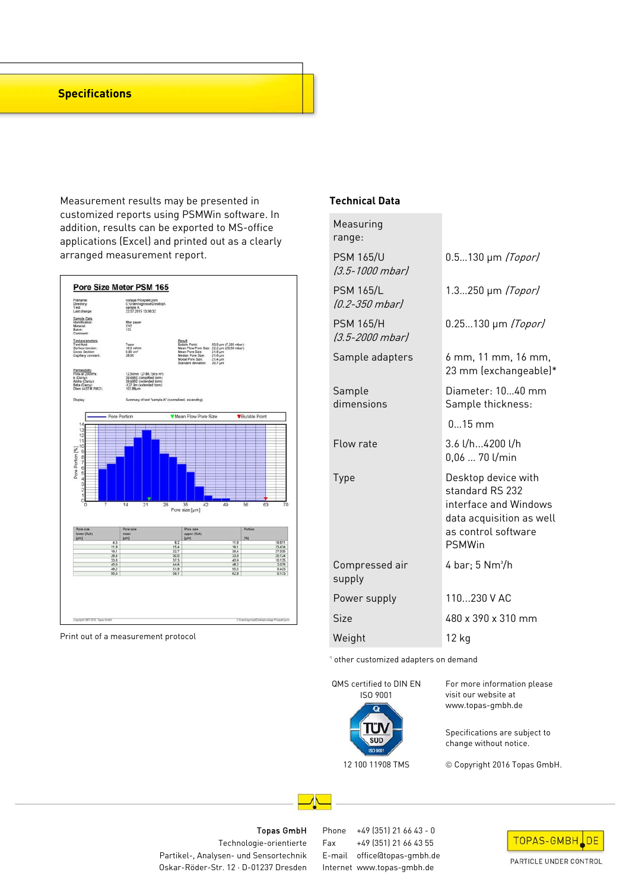## Specifications

Measurement results may be presented in customized reports using PSMWin software. In addition, results can be exported to MS-office applications (Excel) and printed out as a clearly arranged measurement report.

Print out of a measurement protocol

### Technical Data

| | |
|---|---|
| Measuring range: | |
| PSM 165/U *(3.5-1000 mbar)* | 0.5...130 µm *(Topor)* |
| PSM 165/L *(0.2-350 mbar)* | 1.3...250 µm *(Topor)* |
| PSM 165/H *(3.5-2000 mbar)* | 0.25...130 µm *(Topor)* |
| Sample adapters | 6 mm, 11 mm, 16 mm, 23 mm (exchangeable)* |
| Sample dimensions | Diameter: 10...40 mm Sample thickness: 0...15 mm |
| Flow rate | 3.6 l/h...4200 l/h 0,06 ... 70 l/min |
| Type | Desktop device with standard RS 232 interface and Windows data acquisition as well as control software PSMWin |
| Compressed air supply | 4 bar; 5 Nm³/h |
| Power supply | 110...230 V AC |
| Size | 480 x 390 x 310 mm |
| Weight | 12 kg |

*) other customized adapters on demand

QMS certified to DIN EN ISO 9001

12 100 11908 TMS

For more information please visit our website at www.topas-gmbh.de

Specifications are subject to change without notice.

© Copyright 2016 Topas GmbH.

**Topas GmbH**
Technologie-orientierte
Partikel-, Analysen- und Sensortechnik
Oskar-Röder-Str. 12 · D-01237 Dresden

Phone +49 (351) 21 66 43 - 0
Fax +49 (351) 21 66 43 55
E-mail office@topas-gmbh.de
Internet www.topas-gmbh.de

TOPAS-GMBH.DE
PARTICLE UNDER CONTROL